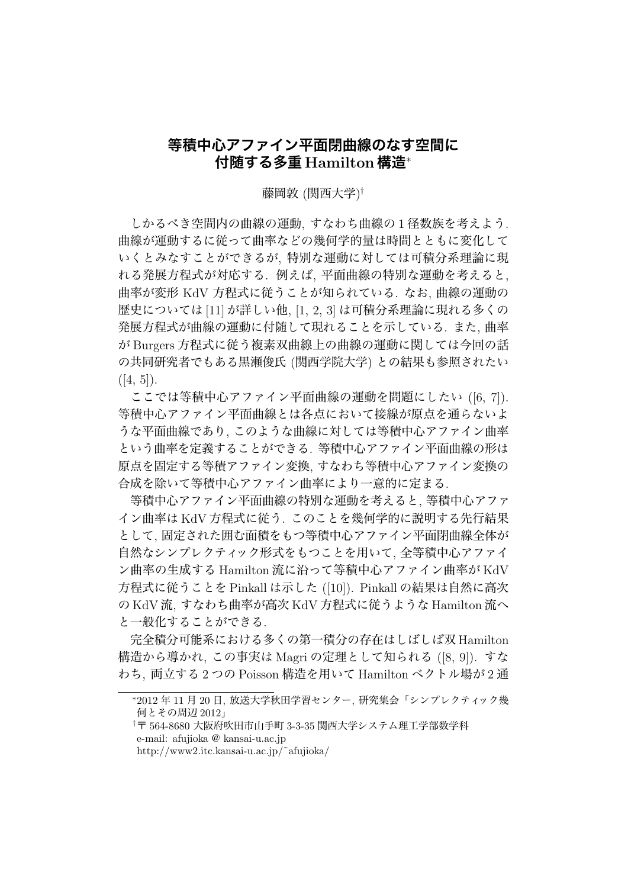# 等積中心アファイン平面閉曲線のなす空間に付随する多重 Hamilton 構造*

藤岡敦 (関西大学)†

しかるべき空間内の曲線の運動, すなわち曲線の 1 径数族を考えよう. 曲線が運動するに従って曲率などの幾何学的量は時間とともに変化していくとみなすことができるが, 特別な運動に対しては可積分系理論に現れる発展方程式が対応する. 例えば, 平面曲線の特別な運動を考えると, 曲率が変形 KdV 方程式に従うことが知られている. なお, 曲線の運動の歴史については [11] が詳しい他, [1, 2, 3] は可積分系理論に現れる多くの発展方程式が曲線の運動に付随して現れることを示している. また, 曲率が Burgers 方程式に従う複素双曲線上の曲線の運動に関しては今回の話の共同研究者でもある黒瀬俊氏 (関西学院大学) との結果も参照されたい ([4, 5]).

ここでは等積中心アファイン平面曲線の運動を問題にしたい ([6, 7]). 等積中心アファイン平面曲線とは各点において接線が原点を通らないような平面曲線であり, このような曲線に対しては等積中心アファイン曲率という曲率を定義することができる. 等積中心アファイン平面曲線の形は原点を固定する等積アファイン変換, すなわち等積中心アファイン変換の合成を除いて等積中心アファイン曲率により一意的に定まる.

等積中心アファイン平面曲線の特別な運動を考えると, 等積中心アファイン曲率は KdV 方程式に従う. このことを幾何学的に説明する先行結果として, 固定された囲む面積をもつ等積中心アファイン平面閉曲線全体が自然なシンプレクティック形式をもつことを用いて, 全等積中心アファイン曲率の生成する Hamilton 流に沿って等積中心アファイン曲率が KdV 方程式に従うことを Pinkall は示した ([10]). Pinkall の結果は自然に高次の KdV 流, すなわち曲率が高次 KdV 方程式に従うような Hamilton 流へと一般化することができる.

完全積分可能系における多くの第一積分の存在はしばしば双 Hamilton 構造から導かれ, この事実は Magri の定理として知られる ([8, 9]). すなわち, 両立する 2 つの Poisson 構造を用いて Hamilton ベクトル場が 2 通

---

*2012 年 11 月 20 日, 放送大学秋田学習センター, 研究集会「シンプレクティック幾何とその周辺 2012」

†〒 564-8680 大阪府吹田市山手町 3-3-35 関西大学システム理工学部数学科
e-mail: afujioka @ kansai-u.ac.jp
http://www2.itc.kansai-u.ac.jp/~afujioka/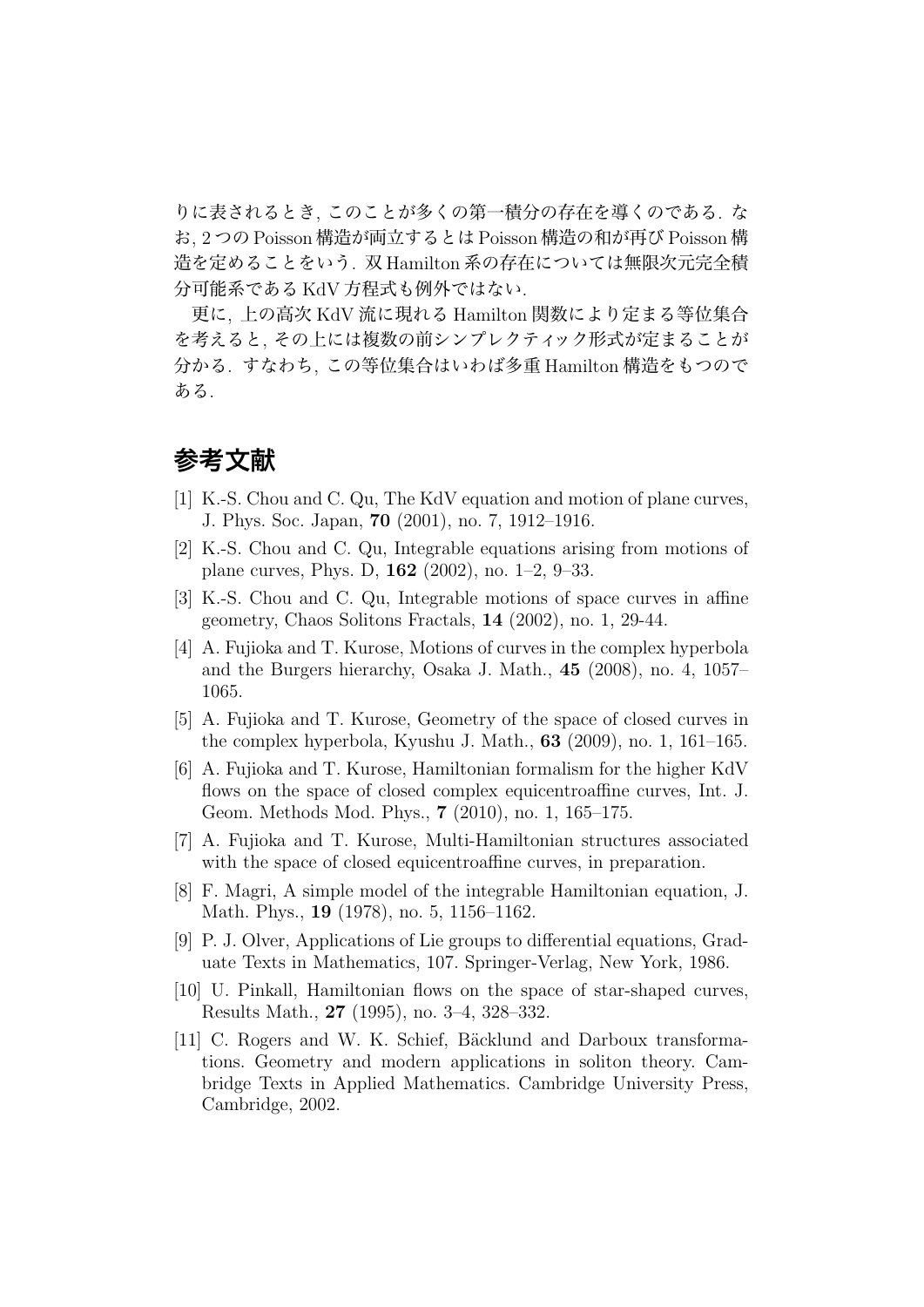りに表されるとき, このことが多くの第一積分の存在を導くのである. なお, 2 つの Poisson 構造が両立するとは Poisson 構造の和が再び Poisson 構造を定めることをいう. 双 Hamilton 系の存在については無限次元完全積分可能系である KdV 方程式も例外ではない.

更に, 上の高次 KdV 流に現れる Hamilton 関数により定まる等位集合を考えると, その上には複数の前シンプレクティック形式が定まることが分かる. すなわち, この等位集合はいわば多重 Hamilton 構造をもつのである.

## 参考文献

[1] K.-S. Chou and C. Qu, The KdV equation and motion of plane curves, J. Phys. Soc. Japan, **70** (2001), no. 7, 1912–1916.

[2] K.-S. Chou and C. Qu, Integrable equations arising from motions of plane curves, Phys. D, **162** (2002), no. 1–2, 9–33.

[3] K.-S. Chou and C. Qu, Integrable motions of space curves in affine geometry, Chaos Solitons Fractals, **14** (2002), no. 1, 29-44.

[4] A. Fujioka and T. Kurose, Motions of curves in the complex hyperbola and the Burgers hierarchy, Osaka J. Math., **45** (2008), no. 4, 1057–1065.

[5] A. Fujioka and T. Kurose, Geometry of the space of closed curves in the complex hyperbola, Kyushu J. Math., **63** (2009), no. 1, 161–165.

[6] A. Fujioka and T. Kurose, Hamiltonian formalism for the higher KdV flows on the space of closed complex equicentroaffine curves, Int. J. Geom. Methods Mod. Phys., **7** (2010), no. 1, 165–175.

[7] A. Fujioka and T. Kurose, Multi-Hamiltonian structures associated with the space of closed equicentroaffine curves, in preparation.

[8] F. Magri, A simple model of the integrable Hamiltonian equation, J. Math. Phys., **19** (1978), no. 5, 1156–1162.

[9] P. J. Olver, Applications of Lie groups to differential equations, Graduate Texts in Mathematics, 107. Springer-Verlag, New York, 1986.

[10] U. Pinkall, Hamiltonian flows on the space of star-shaped curves, Results Math., **27** (1995), no. 3–4, 328–332.

[11] C. Rogers and W. K. Schief, Bäcklund and Darboux transformations. Geometry and modern applications in soliton theory. Cambridge Texts in Applied Mathematics. Cambridge University Press, Cambridge, 2002.